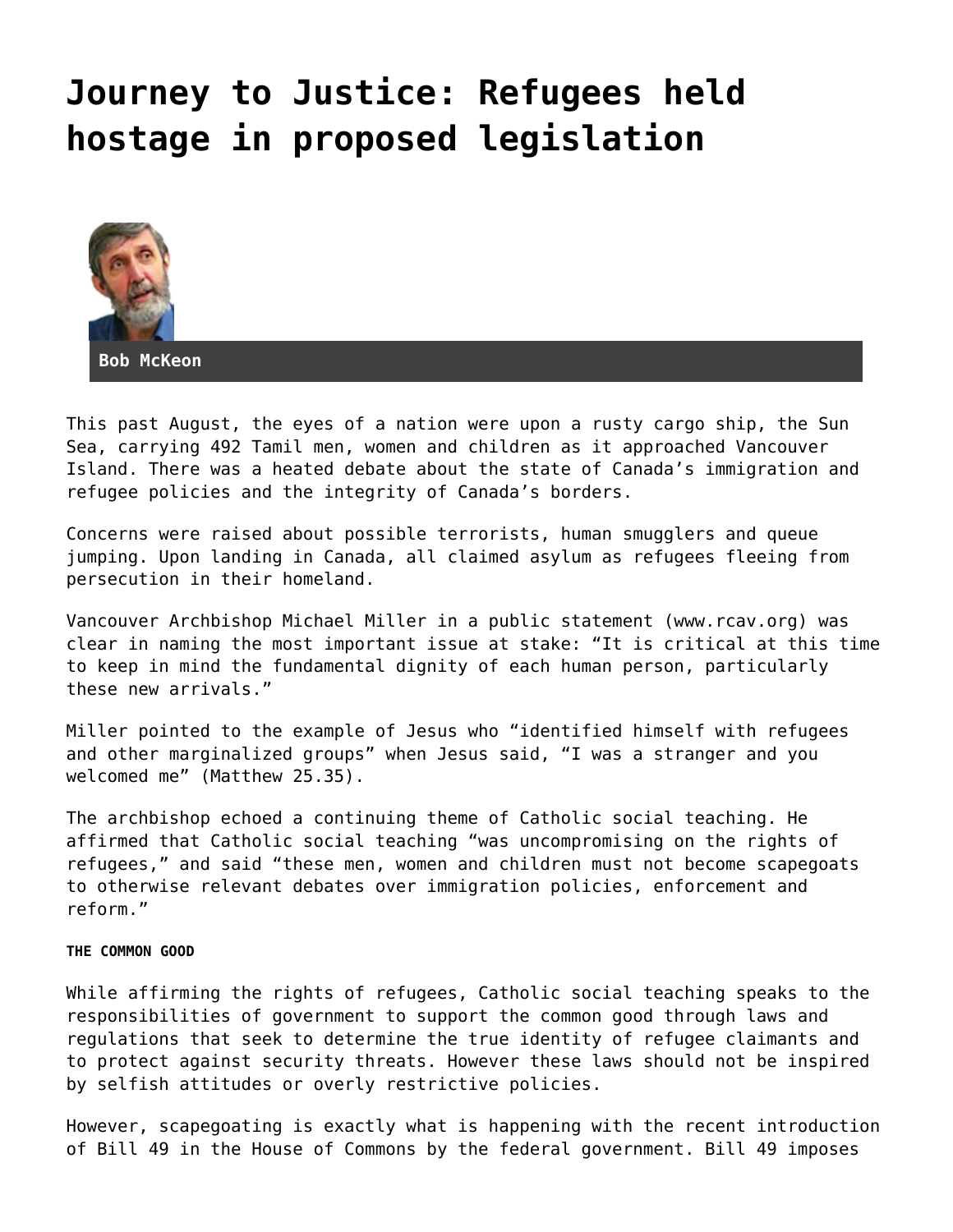# Journey to Justice: Refugees held hostage in proposed legislation

**Bob McKeon**

This past August, the eyes of a nation were upon a rusty cargo ship, the Sun Sea, carrying 492 Tamil men, women and children as it approached Vancouver Island. There was a heated debate about the state of Canada's immigration and refugee policies and the integrity of Canada's borders.

Concerns were raised about possible terrorists, human smugglers and queue jumping. Upon landing in Canada, all claimed asylum as refugees fleeing from persecution in their homeland.

Vancouver Archbishop Michael Miller in a public statement (www.rcav.org) was clear in naming the most important issue at stake: "It is critical at this time to keep in mind the fundamental dignity of each human person, particularly these new arrivals."

Miller pointed to the example of Jesus who "identified himself with refugees and other marginalized groups" when Jesus said, "I was a stranger and you welcomed me" (Matthew 25.35).

The archbishop echoed a continuing theme of Catholic social teaching. He affirmed that Catholic social teaching "was uncompromising on the rights of refugees," and said "these men, women and children must not become scapegoats to otherwise relevant debates over immigration policies, enforcement and reform."

**THE COMMON GOOD**

While affirming the rights of refugees, Catholic social teaching speaks to the responsibilities of government to support the common good through laws and regulations that seek to determine the true identity of refugee claimants and to protect against security threats. However these laws should not be inspired by selfish attitudes or overly restrictive policies.

However, scapegoating is exactly what is happening with the recent introduction of Bill 49 in the House of Commons by the federal government. Bill 49 imposes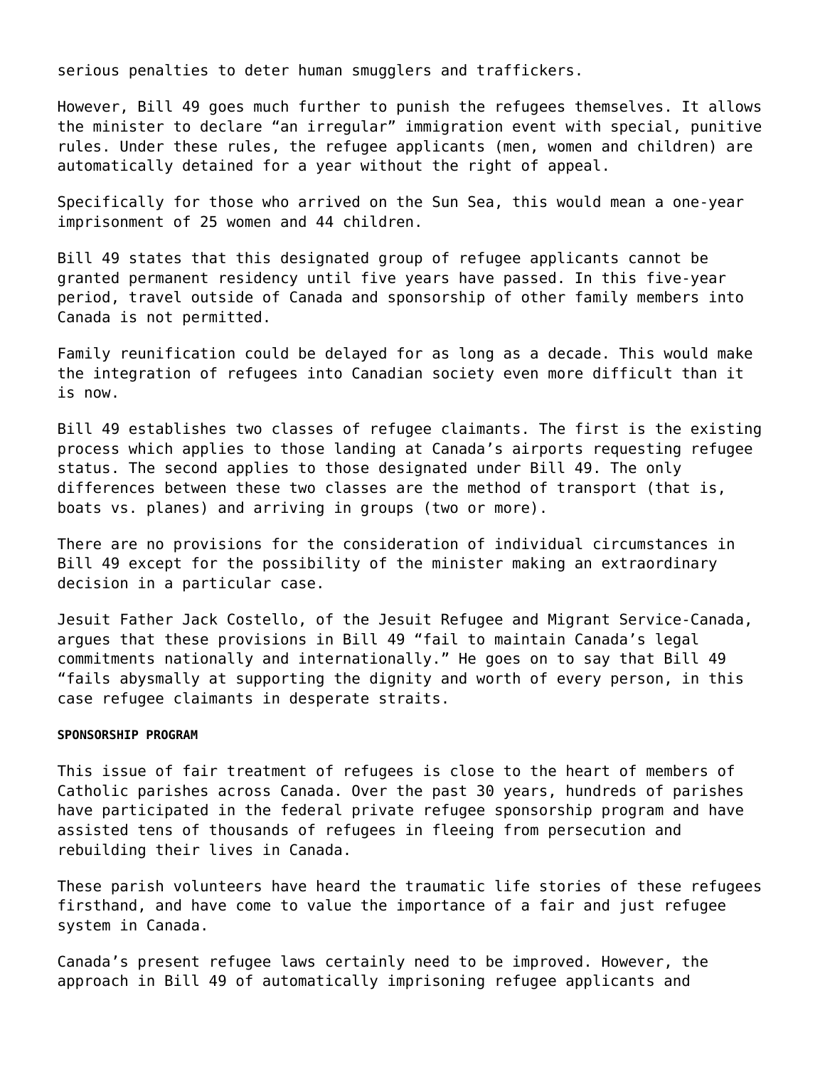serious penalties to deter human smugglers and traffickers.

However, Bill 49 goes much further to punish the refugees themselves. It allows the minister to declare "an irregular" immigration event with special, punitive rules. Under these rules, the refugee applicants (men, women and children) are automatically detained for a year without the right of appeal.

Specifically for those who arrived on the Sun Sea, this would mean a one-year imprisonment of 25 women and 44 children.

Bill 49 states that this designated group of refugee applicants cannot be granted permanent residency until five years have passed. In this five-year period, travel outside of Canada and sponsorship of other family members into Canada is not permitted.

Family reunification could be delayed for as long as a decade. This would make the integration of refugees into Canadian society even more difficult than it is now.

Bill 49 establishes two classes of refugee claimants. The first is the existing process which applies to those landing at Canada's airports requesting refugee status. The second applies to those designated under Bill 49. The only differences between these two classes are the method of transport (that is, boats vs. planes) and arriving in groups (two or more).

There are no provisions for the consideration of individual circumstances in Bill 49 except for the possibility of the minister making an extraordinary decision in a particular case.

Jesuit Father Jack Costello, of the Jesuit Refugee and Migrant Service-Canada, argues that these provisions in Bill 49 "fail to maintain Canada's legal commitments nationally and internationally." He goes on to say that Bill 49 "fails abysmally at supporting the dignity and worth of every person, in this case refugee claimants in desperate straits.

**SPONSORSHIP PROGRAM**

This issue of fair treatment of refugees is close to the heart of members of Catholic parishes across Canada. Over the past 30 years, hundreds of parishes have participated in the federal private refugee sponsorship program and have assisted tens of thousands of refugees in fleeing from persecution and rebuilding their lives in Canada.

These parish volunteers have heard the traumatic life stories of these refugees firsthand, and have come to value the importance of a fair and just refugee system in Canada.

Canada's present refugee laws certainly need to be improved. However, the approach in Bill 49 of automatically imprisoning refugee applicants and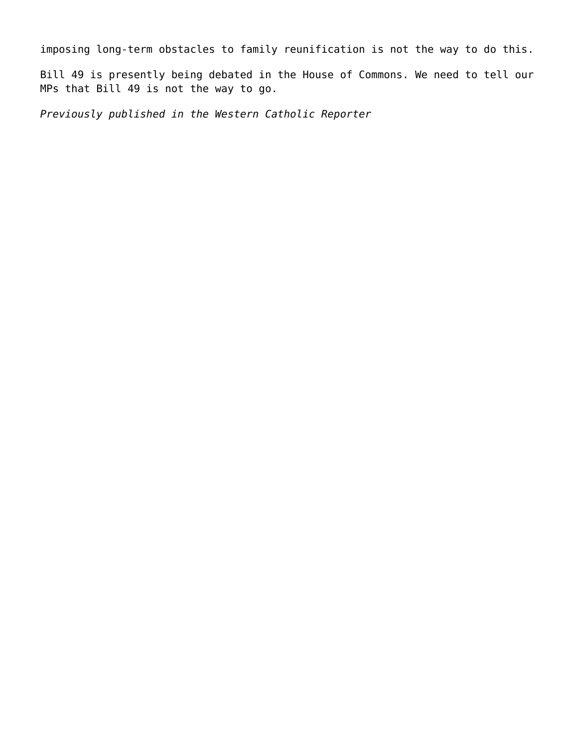imposing long-term obstacles to family reunification is not the way to do this.

Bill 49 is presently being debated in the House of Commons. We need to tell our MPs that Bill 49 is not the way to go.

*Previously published in the Western Catholic Reporter*